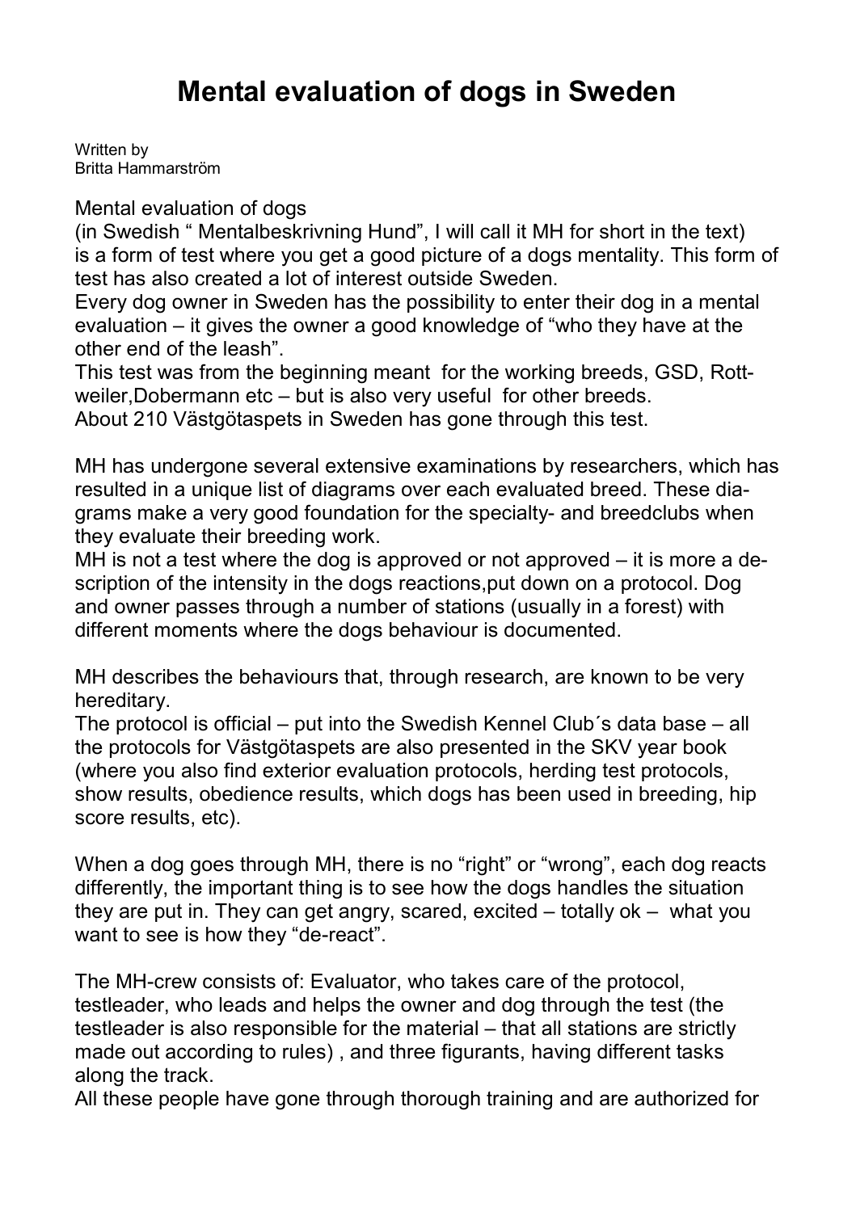# Mental evaluation of dogs in Sweden

Written by
Britta Hammarström

Mental evaluation of dogs
(in Swedish " Mentalbeskrivning Hund", I will call it MH for short in the text) is a form of test where you get a good picture of a dogs mentality. This form of test has also created a lot of interest outside Sweden.
Every dog owner in Sweden has the possibility to enter their dog in a mental evaluation – it gives the owner a good knowledge of "who they have at the other end of the leash".
This test was from the beginning meant for the working breeds, GSD, Rottweiler,Dobermann etc – but is also very useful for other breeds.
About 210 Västgötaspets in Sweden has gone through this test.

MH has undergone several extensive examinations by researchers, which has resulted in a unique list of diagrams over each evaluated breed. These diagrams make a very good foundation for the specialty- and breedclubs when they evaluate their breeding work.
MH is not a test where the dog is approved or not approved – it is more a description of the intensity in the dogs reactions,put down on a protocol. Dog and owner passes through a number of stations (usually in a forest) with different moments where the dogs behaviour is documented.

MH describes the behaviours that, through research, are known to be very hereditary.
The protocol is official – put into the Swedish Kennel Club´s data base – all the protocols for Västgötaspets are also presented in the SKV year book (where you also find exterior evaluation protocols, herding test protocols, show results, obedience results, which dogs has been used in breeding, hip score results, etc).

When a dog goes through MH, there is no "right" or "wrong", each dog reacts differently, the important thing is to see how the dogs handles the situation they are put in. They can get angry, scared, excited – totally ok – what you want to see is how they "de-react".

The MH-crew consists of: Evaluator, who takes care of the protocol, testleader, who leads and helps the owner and dog through the test (the testleader is also responsible for the material – that all stations are strictly made out according to rules) , and three figurants, having different tasks along the track.
All these people have gone through thorough training and are authorized for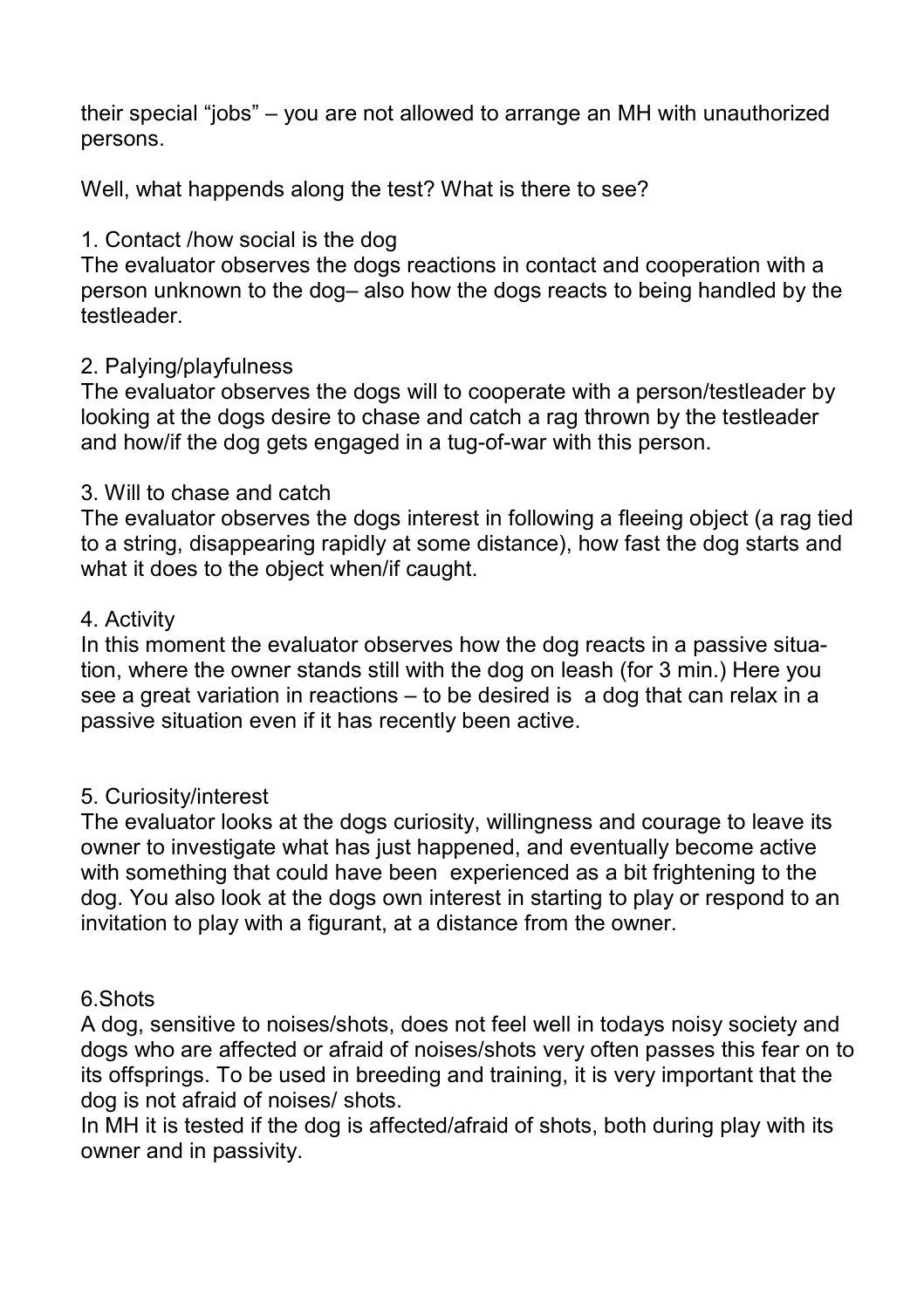their special “jobs” – you are not allowed to arrange an MH with unauthorized persons.

Well, what happends along the test? What is there to see?

1. Contact /how social is the dog

The evaluator observes the dogs reactions in contact and cooperation with a person unknown to the dog– also how the dogs reacts to being handled by the testleader.

2. Palying/playfulness

The evaluator observes the dogs will to cooperate with a person/testleader by looking at the dogs desire to chase and catch a rag thrown by the testleader and how/if the dog gets engaged in a tug-of-war with this person.

3. Will to chase and catch

The evaluator observes the dogs interest in following a fleeing object (a rag tied to a string, disappearing rapidly at some distance), how fast the dog starts and what it does to the object when/if caught.

4. Activity

In this moment the evaluator observes how the dog reacts in a passive situation, where the owner stands still with the dog on leash (for 3 min.) Here you see a great variation in reactions – to be desired is a dog that can relax in a passive situation even if it has recently been active.

5. Curiosity/interest

The evaluator looks at the dogs curiosity, willingness and courage to leave its owner to investigate what has just happened, and eventually become active with something that could have been experienced as a bit frightening to the dog. You also look at the dogs own interest in starting to play or respond to an invitation to play with a figurant, at a distance from the owner.

6.Shots

A dog, sensitive to noises/shots, does not feel well in todays noisy society and dogs who are affected or afraid of noises/shots very often passes this fear on to its offsprings. To be used in breeding and training, it is very important that the dog is not afraid of noises/ shots.

In MH it is tested if the dog is affected/afraid of shots, both during play with its owner and in passivity.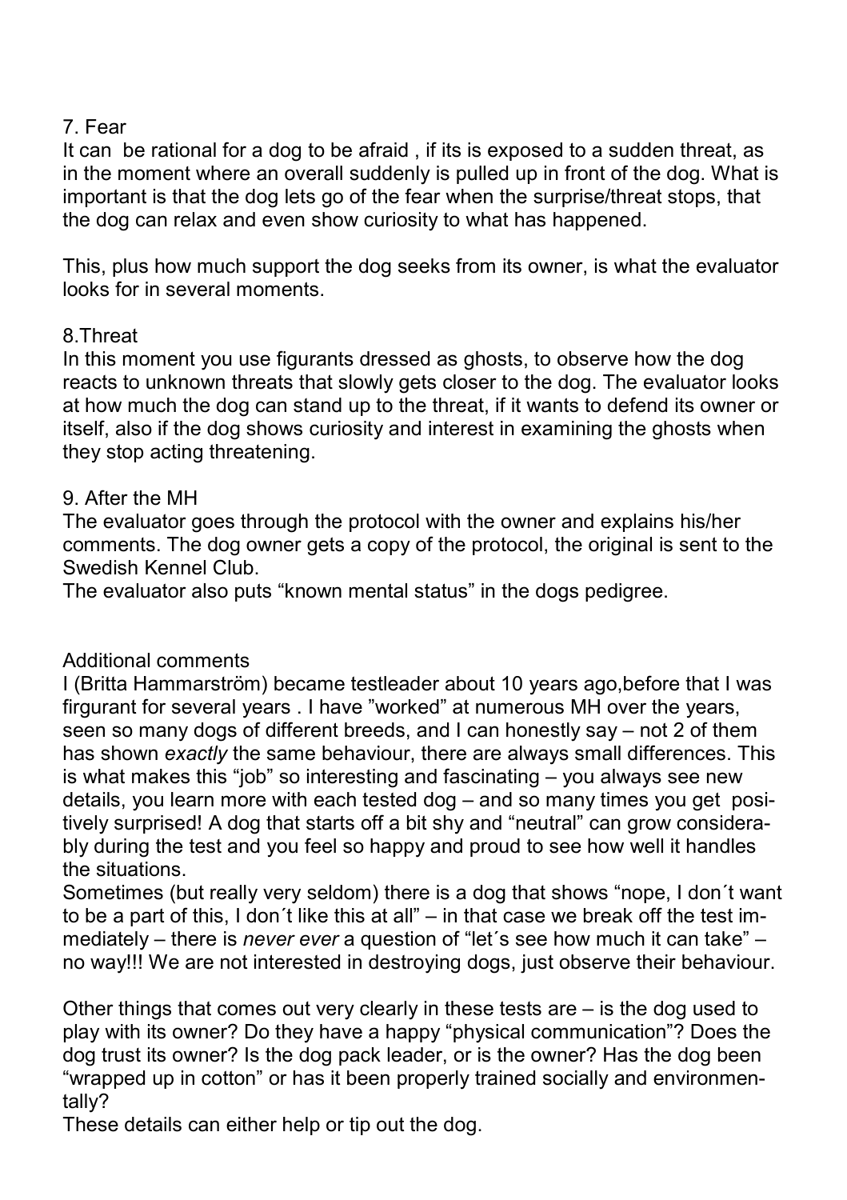7. Fear

It can be rational for a dog to be afraid , if its is exposed to a sudden threat, as in the moment where an overall suddenly is pulled up in front of the dog. What is important is that the dog lets go of the fear when the surprise/threat stops, that the dog can relax and even show curiosity to what has happened.

This, plus how much support the dog seeks from its owner, is what the evaluator looks for in several moments.

8.Threat

In this moment you use figurants dressed as ghosts, to observe how the dog reacts to unknown threats that slowly gets closer to the dog. The evaluator looks at how much the dog can stand up to the threat, if it wants to defend its owner or itself, also if the dog shows curiosity and interest in examining the ghosts when they stop acting threatening.

9. After the MH

The evaluator goes through the protocol with the owner and explains his/her comments. The dog owner gets a copy of the protocol, the original is sent to the Swedish Kennel Club.
The evaluator also puts “known mental status” in the dogs pedigree.

Additional comments

I (Britta Hammarström) became testleader about 10 years ago,before that I was firgurant for several years . I have ”worked” at numerous MH over the years, seen so many dogs of different breeds, and I can honestly say – not 2 of them has shown *exactly* the same behaviour, there are always small differences. This is what makes this “job” so interesting and fascinating – you always see new details, you learn more with each tested dog – and so many times you get positively surprised! A dog that starts off a bit shy and “neutral” can grow considerably during the test and you feel so happy and proud to see how well it handles the situations.
Sometimes (but really very seldom) there is a dog that shows “nope, I don´t want to be a part of this, I don´t like this at all” – in that case we break off the test immediately – there is *never ever* a question of “let´s see how much it can take” – no way!!! We are not interested in destroying dogs, just observe their behaviour.

Other things that comes out very clearly in these tests are – is the dog used to play with its owner? Do they have a happy “physical communication”? Does the dog trust its owner? Is the dog pack leader, or is the owner? Has the dog been “wrapped up in cotton” or has it been properly trained socially and environmentally?
These details can either help or tip out the dog.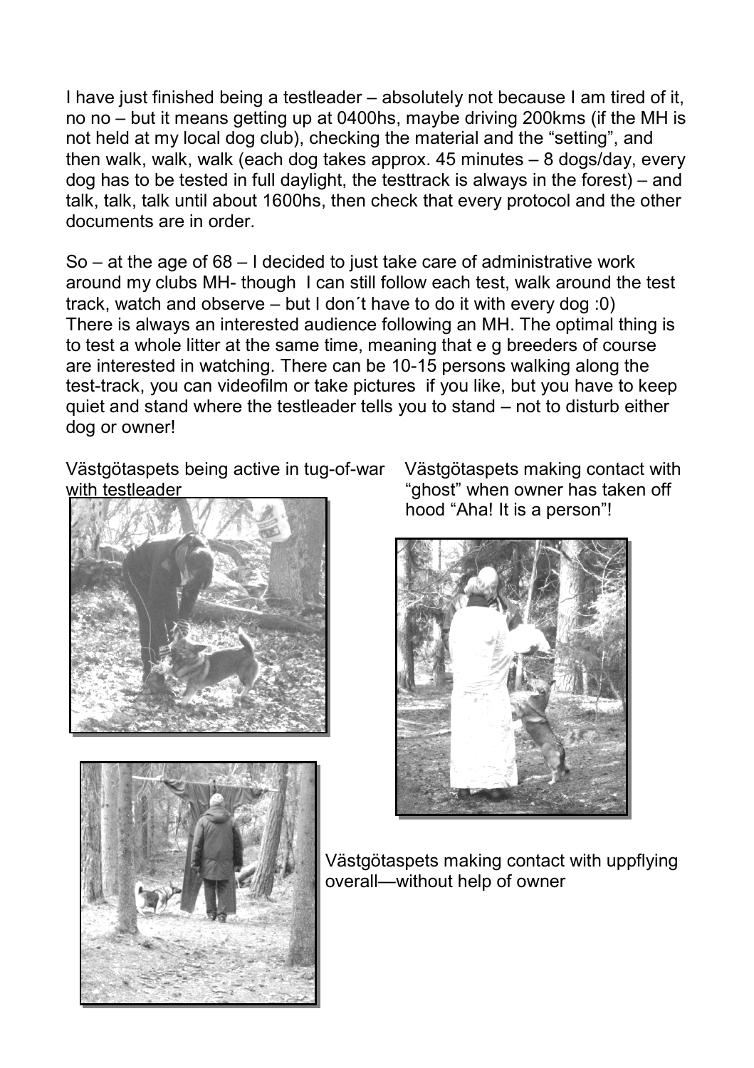I have just finished being a testleader – absolutely not because I am tired of it, no no – but it means getting up at 0400hs, maybe driving 200kms (if the MH is not held at my local dog club), checking the material and the “setting”, and then walk, walk, walk (each dog takes approx. 45 minutes – 8 dogs/day, every dog has to be tested in full daylight, the testtrack is always in the forest) – and talk, talk, talk until about 1600hs, then check that every protocol and the other documents are in order.

So – at the age of 68 – I decided to just take care of administrative work around my clubs MH- though I can still follow each test, walk around the test track, watch and observe – but I don´t have to do it with every dog :0)
There is always an interested audience following an MH. The optimal thing is to test a whole litter at the same time, meaning that e g breeders of course are interested in watching. There can be 10-15 persons walking along the test-track, you can videofilm or take pictures if you like, but you have to keep quiet and stand where the testleader tells you to stand – not to disturb either dog or owner!

Västgötaspets being active in tug-of-war with testleader

Västgötaspets making contact with “ghost” when owner has taken off hood “Aha! It is a person”!

Västgötaspets making contact with uppflying overall—without help of owner